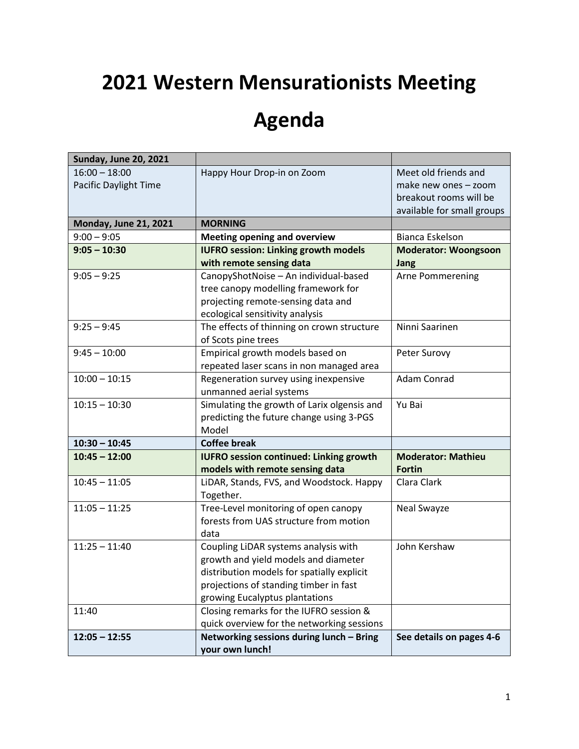# 2021 Western Mensurationists Meeting

# Agenda

| **Sunday, June 20, 2021** | | |
|---|---|---|
| 16:00 – 18:00 Pacific Daylight Time | Happy Hour Drop-in on Zoom | Meet old friends and make new ones – zoom breakout rooms will be available for small groups |
| **Monday, June 21, 2021** | **MORNING** | |
| 9:00 – 9:05 | **Meeting opening and overview** | Bianca Eskelson |
| **9:05 – 10:30** | **IUFRO session: Linking growth models with remote sensing data** | **Moderator: Woongsoon Jang** |
| 9:05 – 9:25 | CanopyShotNoise – An individual-based tree canopy modelling framework for projecting remote-sensing data and ecological sensitivity analysis | Arne Pommerening |
| 9:25 – 9:45 | The effects of thinning on crown structure of Scots pine trees | Ninni Saarinen |
| 9:45 – 10:00 | Empirical growth models based on repeated laser scans in non managed area | Peter Surovy |
| 10:00 – 10:15 | Regeneration survey using inexpensive unmanned aerial systems | Adam Conrad |
| 10:15 – 10:30 | Simulating the growth of Larix olgensis and predicting the future change using 3-PGS Model | Yu Bai |
| **10:30 – 10:45** | **Coffee break** | |
| **10:45 – 12:00** | **IUFRO session continued: Linking growth models with remote sensing data** | **Moderator: Mathieu Fortin** |
| 10:45 – 11:05 | LiDAR, Stands, FVS, and Woodstock. Happy Together. | Clara Clark |
| 11:05 – 11:25 | Tree-Level monitoring of open canopy forests from UAS structure from motion data | Neal Swayze |
| 11:25 – 11:40 | Coupling LiDAR systems analysis with growth and yield models and diameter distribution models for spatially explicit projections of standing timber in fast growing Eucalyptus plantations | John Kershaw |
| 11:40 | Closing remarks for the IUFRO session & quick overview for the networking sessions | |
| **12:05 – 12:55** | **Networking sessions during lunch – Bring your own lunch!** | **See details on pages 4-6** |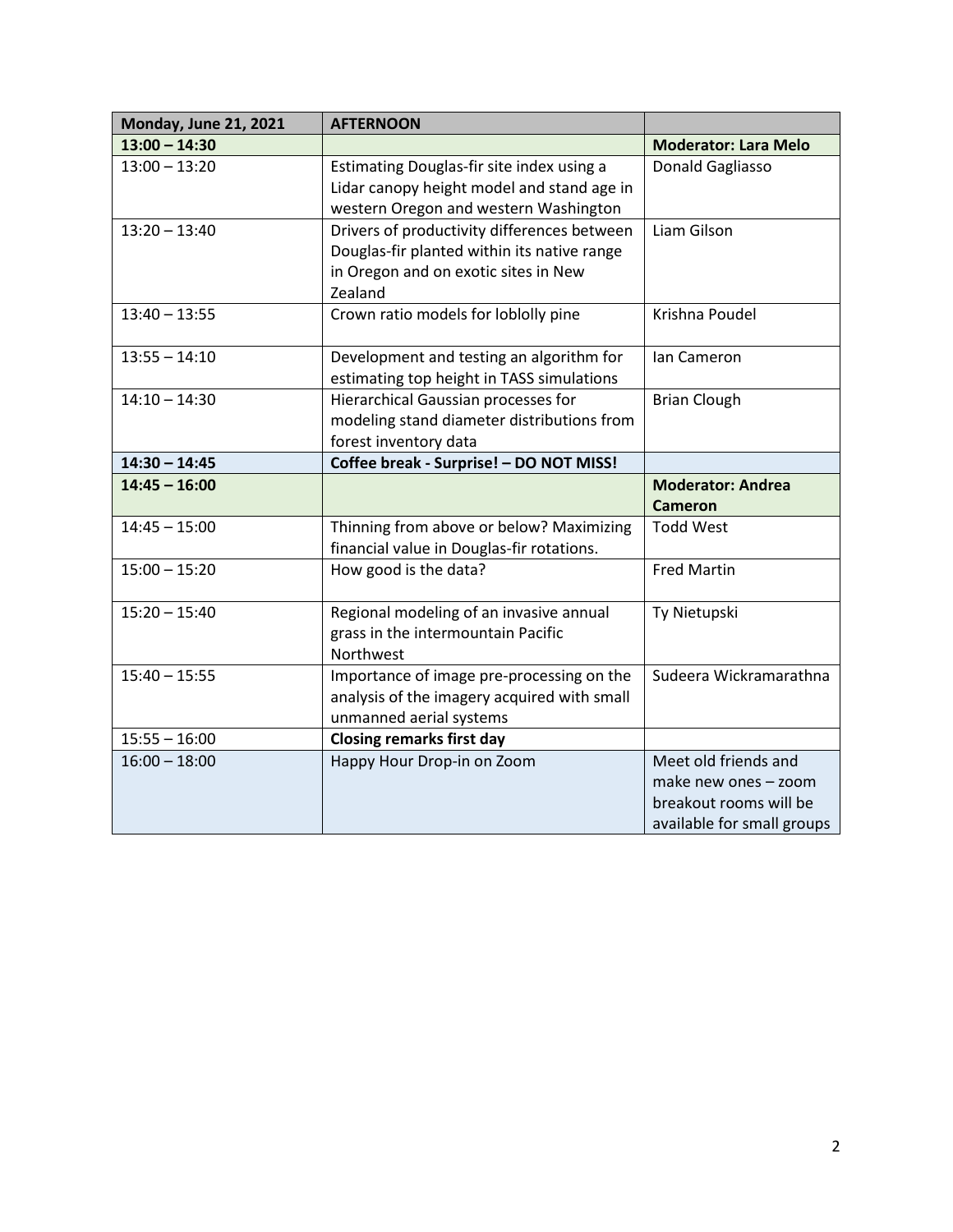| **Monday, June 21, 2021** | **AFTERNOON** | |
|---|---|---|
| **13:00 – 14:30** | | **Moderator: Lara Melo** |
| 13:00 – 13:20 | Estimating Douglas-fir site index using a Lidar canopy height model and stand age in western Oregon and western Washington | Donald Gagliasso |
| 13:20 – 13:40 | Drivers of productivity differences between Douglas-fir planted within its native range in Oregon and on exotic sites in New Zealand | Liam Gilson |
| 13:40 – 13:55 | Crown ratio models for loblolly pine | Krishna Poudel |
| 13:55 – 14:10 | Development and testing an algorithm for estimating top height in TASS simulations | Ian Cameron |
| 14:10 – 14:30 | Hierarchical Gaussian processes for modeling stand diameter distributions from forest inventory data | Brian Clough |
| **14:30 – 14:45** | **Coffee break - Surprise! – DO NOT MISS!** | |
| **14:45 – 16:00** | | **Moderator: Andrea Cameron** |
| 14:45 – 15:00 | Thinning from above or below? Maximizing financial value in Douglas-fir rotations. | Todd West |
| 15:00 – 15:20 | How good is the data? | Fred Martin |
| 15:20 – 15:40 | Regional modeling of an invasive annual grass in the intermountain Pacific Northwest | Ty Nietupski |
| 15:40 – 15:55 | Importance of image pre-processing on the analysis of the imagery acquired with small unmanned aerial systems | Sudeera Wickramarathna |
| 15:55 – 16:00 | **Closing remarks first day** | |
| 16:00 – 18:00 | Happy Hour Drop-in on Zoom | Meet old friends and make new ones – zoom breakout rooms will be available for small groups |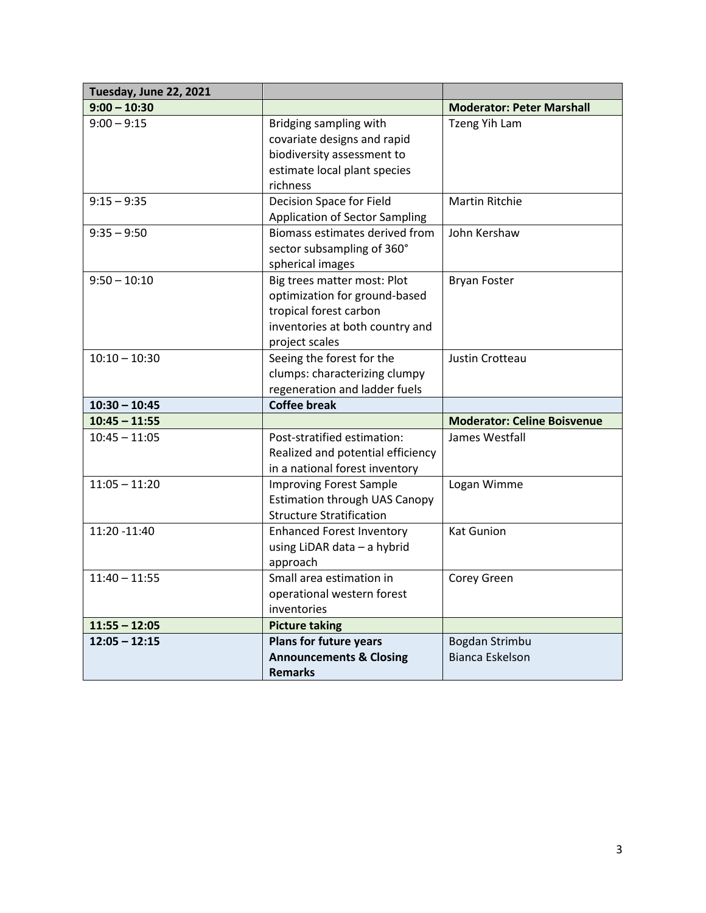| **Tuesday, June 22, 2021** | | |
|---|---|---|
| **9:00 – 10:30** | | **Moderator: Peter Marshall** |
| 9:00 – 9:15 | Bridging sampling with covariate designs and rapid biodiversity assessment to estimate local plant species richness | Tzeng Yih Lam |
| 9:15 – 9:35 | Decision Space for Field Application of Sector Sampling | Martin Ritchie |
| 9:35 – 9:50 | Biomass estimates derived from sector subsampling of 360° spherical images | John Kershaw |
| 9:50 – 10:10 | Big trees matter most: Plot optimization for ground-based tropical forest carbon inventories at both country and project scales | Bryan Foster |
| 10:10 – 10:30 | Seeing the forest for the clumps: characterizing clumpy regeneration and ladder fuels | Justin Crotteau |
| **10:30 – 10:45** | **Coffee break** | |
| **10:45 – 11:55** | | **Moderator: Celine Boisvenue** |
| 10:45 – 11:05 | Post-stratified estimation: Realized and potential efficiency in a national forest inventory | James Westfall |
| 11:05 – 11:20 | Improving Forest Sample Estimation through UAS Canopy Structure Stratification | Logan Wimme |
| 11:20 -11:40 | Enhanced Forest Inventory using LiDAR data – a hybrid approach | Kat Gunion |
| 11:40 – 11:55 | Small area estimation in operational western forest inventories | Corey Green |
| **11:55 – 12:05** | **Picture taking** | |
| **12:05 – 12:15** | **Plans for future years Announcements & Closing Remarks** | Bogdan Strimbu Bianca Eskelson |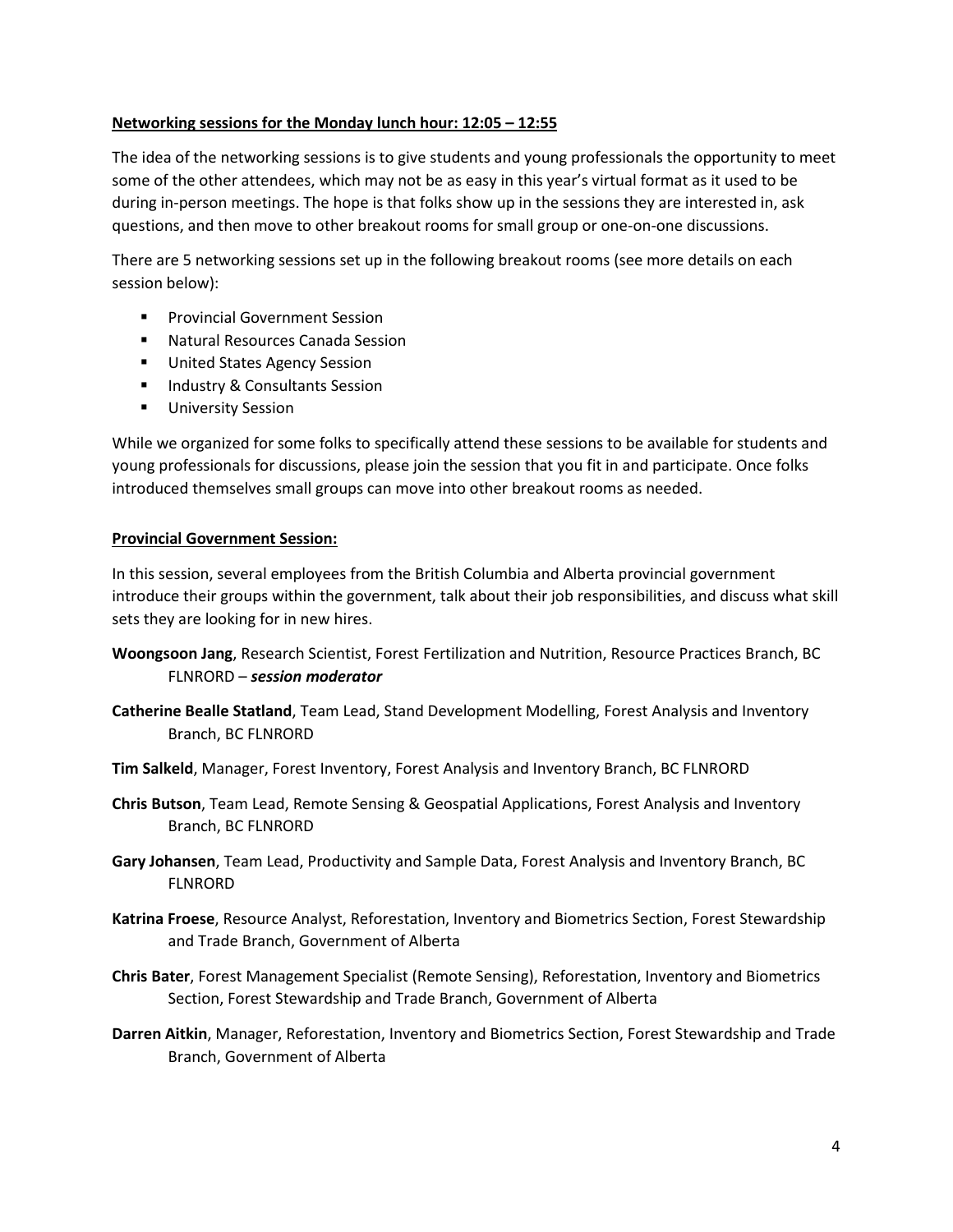## Networking sessions for the Monday lunch hour: 12:05 – 12:55

The idea of the networking sessions is to give students and young professionals the opportunity to meet some of the other attendees, which may not be as easy in this year's virtual format as it used to be during in-person meetings. The hope is that folks show up in the sessions they are interested in, ask questions, and then move to other breakout rooms for small group or one-on-one discussions.

There are 5 networking sessions set up in the following breakout rooms (see more details on each session below):

- Provincial Government Session
- Natural Resources Canada Session
- United States Agency Session
- Industry & Consultants Session
- University Session

While we organized for some folks to specifically attend these sessions to be available for students and young professionals for discussions, please join the session that you fit in and participate. Once folks introduced themselves small groups can move into other breakout rooms as needed.

### Provincial Government Session:

In this session, several employees from the British Columbia and Alberta provincial government introduce their groups within the government, talk about their job responsibilities, and discuss what skill sets they are looking for in new hires.

**Woongsoon Jang**, Research Scientist, Forest Fertilization and Nutrition, Resource Practices Branch, BC FLNRORD – ***session moderator***

**Catherine Bealle Statland**, Team Lead, Stand Development Modelling, Forest Analysis and Inventory Branch, BC FLNRORD

**Tim Salkeld**, Manager, Forest Inventory, Forest Analysis and Inventory Branch, BC FLNRORD

**Chris Butson**, Team Lead, Remote Sensing & Geospatial Applications, Forest Analysis and Inventory Branch, BC FLNRORD

**Gary Johansen**, Team Lead, Productivity and Sample Data, Forest Analysis and Inventory Branch, BC FLNRORD

**Katrina Froese**, Resource Analyst, Reforestation, Inventory and Biometrics Section, Forest Stewardship and Trade Branch, Government of Alberta

**Chris Bater**, Forest Management Specialist (Remote Sensing), Reforestation, Inventory and Biometrics Section, Forest Stewardship and Trade Branch, Government of Alberta

**Darren Aitkin**, Manager, Reforestation, Inventory and Biometrics Section, Forest Stewardship and Trade Branch, Government of Alberta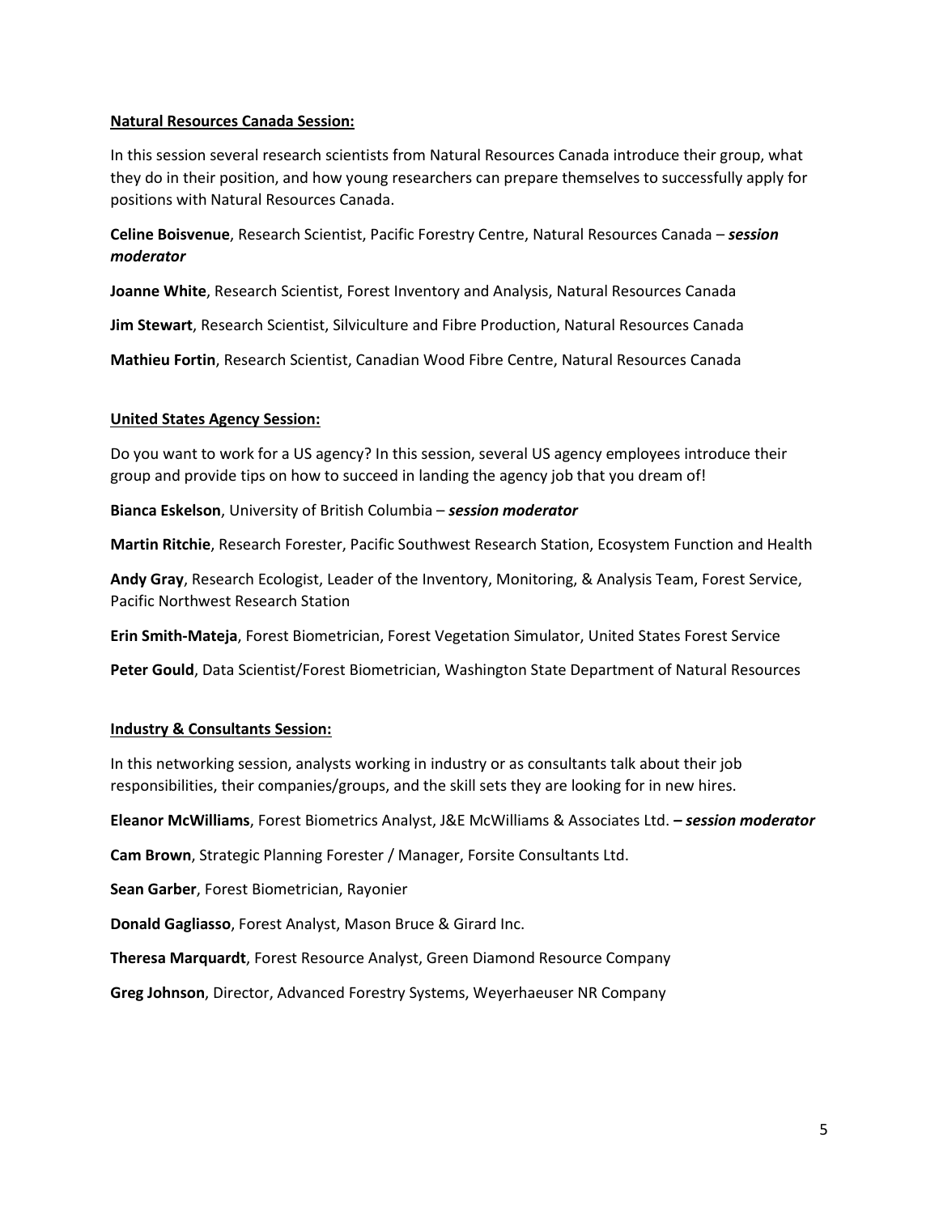**Natural Resources Canada Session:**

In this session several research scientists from Natural Resources Canada introduce their group, what they do in their position, and how young researchers can prepare themselves to successfully apply for positions with Natural Resources Canada.

**Celine Boisvenue**, Research Scientist, Pacific Forestry Centre, Natural Resources Canada – ***session moderator***

**Joanne White**, Research Scientist, Forest Inventory and Analysis, Natural Resources Canada

**Jim Stewart**, Research Scientist, Silviculture and Fibre Production, Natural Resources Canada

**Mathieu Fortin**, Research Scientist, Canadian Wood Fibre Centre, Natural Resources Canada

**United States Agency Session:**

Do you want to work for a US agency? In this session, several US agency employees introduce their group and provide tips on how to succeed in landing the agency job that you dream of!

**Bianca Eskelson**, University of British Columbia – ***session moderator***

**Martin Ritchie**, Research Forester, Pacific Southwest Research Station, Ecosystem Function and Health

**Andy Gray**, Research Ecologist, Leader of the Inventory, Monitoring, & Analysis Team, Forest Service, Pacific Northwest Research Station

**Erin Smith-Mateja**, Forest Biometrician, Forest Vegetation Simulator, United States Forest Service

**Peter Gould**, Data Scientist/Forest Biometrician, Washington State Department of Natural Resources

**Industry & Consultants Session:**

In this networking session, analysts working in industry or as consultants talk about their job responsibilities, their companies/groups, and the skill sets they are looking for in new hires.

**Eleanor McWilliams**, Forest Biometrics Analyst, J&E McWilliams & Associates Ltd. **–** ***session moderator***

**Cam Brown**, Strategic Planning Forester / Manager, Forsite Consultants Ltd.

**Sean Garber**, Forest Biometrician, Rayonier

**Donald Gagliasso**, Forest Analyst, Mason Bruce & Girard Inc.

**Theresa Marquardt**, Forest Resource Analyst, Green Diamond Resource Company

**Greg Johnson**, Director, Advanced Forestry Systems, Weyerhaeuser NR Company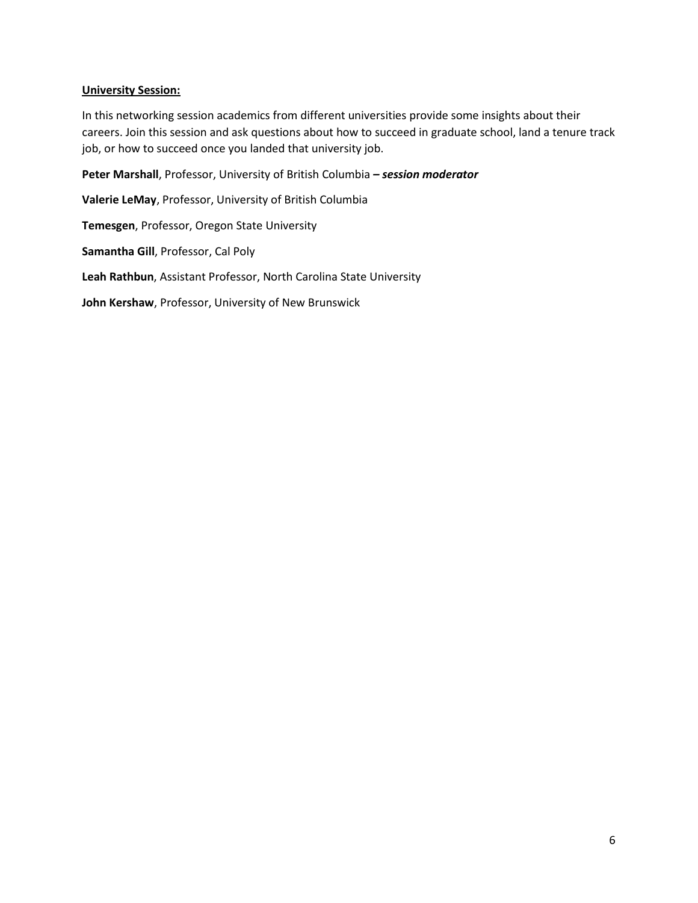**University Session:**

In this networking session academics from different universities provide some insights about their careers. Join this session and ask questions about how to succeed in graduate school, land a tenure track job, or how to succeed once you landed that university job.

**Peter Marshall**, Professor, University of British Columbia ***– session moderator***

**Valerie LeMay**, Professor, University of British Columbia

**Temesgen**, Professor, Oregon State University

**Samantha Gill**, Professor, Cal Poly

**Leah Rathbun**, Assistant Professor, North Carolina State University

**John Kershaw**, Professor, University of New Brunswick